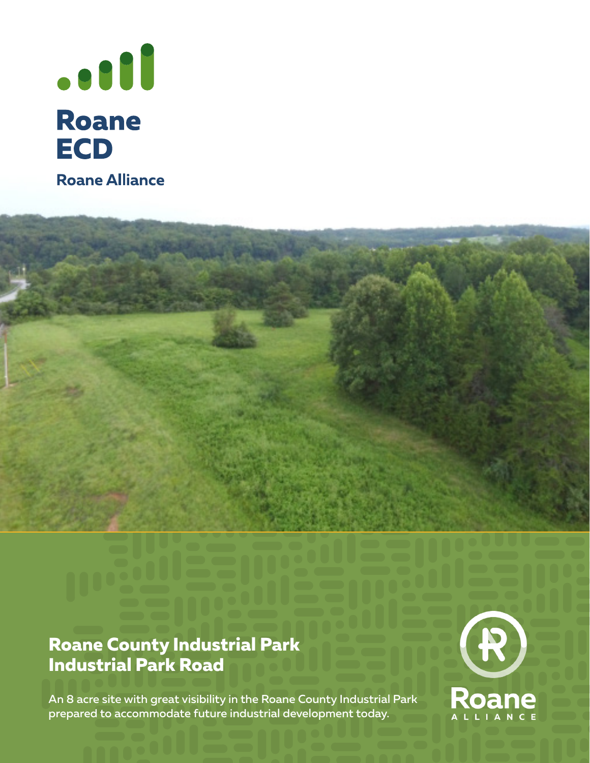Roane ECD

Roane Alliance

# Roane County Industrial Park
# Industrial Park Road

An 8 acre site with great visibility in the Roane County Industrial Park prepared to accommodate future industrial development today.

Roane ALLIANCE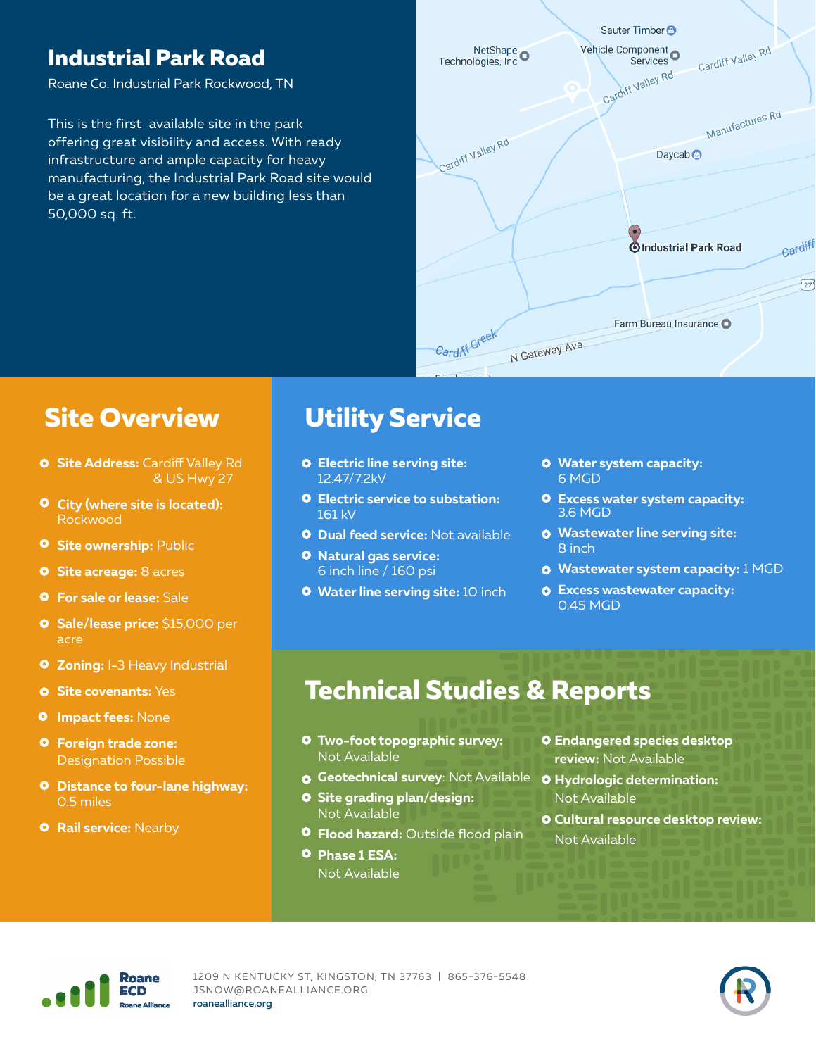# Industrial Park Road

Roane Co. Industrial Park Rockwood, TN

This is the first available site in the park offering great visibility and access. With ready infrastructure and ample capacity for heavy manufacturing, the Industrial Park Road site would be a great location for a new building less than 50,000 sq. ft.

## Site Overview

- **Site Address:** Cardiff Valley Rd & US Hwy 27
- **City (where site is located):** Rockwood
- **Site ownership:** Public
- **Site acreage:** 8 acres
- **For sale or lease:** Sale
- **Sale/lease price:** $15,000 per acre
- **Zoning:** I-3 Heavy Industrial
- **Site covenants:** Yes
- **Impact fees:** None
- **Foreign trade zone:** Designation Possible
- **Distance to four-lane highway:** 0.5 miles
- **Rail service:** Nearby

## Utility Service

- **Electric line serving site:** 12.47/7.2kV
- **Electric service to substation:** 161 kV
- **Dual feed service:** Not available
- **Natural gas service:** 6 inch line / 160 psi
- **Water line serving site:** 10 inch
- **Water system capacity:** 6 MGD
- **Excess water system capacity:** 3.6 MGD
- **Wastewater line serving site:** 8 inch
- **Wastewater system capacity:** 1 MGD
- **Excess wastewater capacity:** 0.45 MGD

## Technical Studies & Reports

- **Two-foot topographic survey:** Not Available
- **Geotechnical survey:** Not Available
- **Site grading plan/design:** Not Available
- **Flood hazard:** Outside flood plain
- **Phase 1 ESA:** Not Available
- **Endangered species desktop review:** Not Available
- **Hydrologic determination:** Not Available
- **Cultural resource desktop review:** Not Available

Roane ECD
Roane Alliance

1209 N KENTUCKY ST, KINGSTON, TN 37763 | 865-376-5548
JSNOW@ROANEALLIANCE.ORG
roanealliance.org